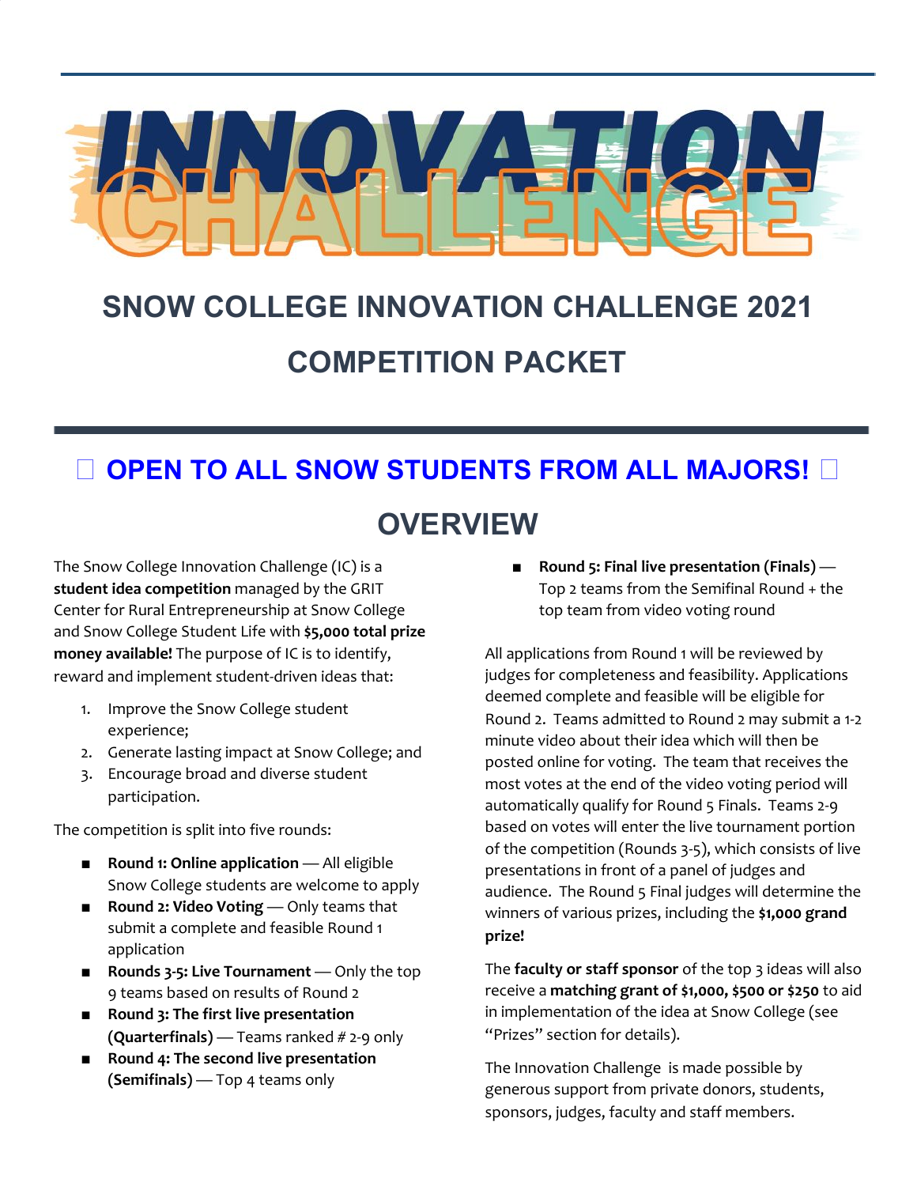# INNOVATION CHALLENGE

## SNOW COLLEGE INNOVATION CHALLENGE 2021

## COMPETITION PACKET

### OPEN TO ALL SNOW STUDENTS FROM ALL MAJORS!

## OVERVIEW

The Snow College Innovation Challenge (IC) is a **student idea competition** managed by the GRIT Center for Rural Entrepreneurship at Snow College and Snow College Student Life with **$5,000 total prize money available!** The purpose of IC is to identify, reward and implement student-driven ideas that:

1. Improve the Snow College student experience;
2. Generate lasting impact at Snow College; and
3. Encourage broad and diverse student participation.

The competition is split into five rounds:

- **Round 1: Online application** — All eligible Snow College students are welcome to apply
- **Round 2: Video Voting** — Only teams that submit a complete and feasible Round 1 application
- **Rounds 3-5: Live Tournament** — Only the top 9 teams based on results of Round 2
- **Round 3: The first live presentation (Quarterfinals)** — Teams ranked # 2-9 only
- **Round 4: The second live presentation (Semifinals)** — Top 4 teams only
- **Round 5: Final live presentation (Finals)** — Top 2 teams from the Semifinal Round + the top team from video voting round

All applications from Round 1 will be reviewed by judges for completeness and feasibility. Applications deemed complete and feasible will be eligible for Round 2. Teams admitted to Round 2 may submit a 1-2 minute video about their idea which will then be posted online for voting. The team that receives the most votes at the end of the video voting period will automatically qualify for Round 5 Finals. Teams 2-9 based on votes will enter the live tournament portion of the competition (Rounds 3-5), which consists of live presentations in front of a panel of judges and audience. The Round 5 Final judges will determine the winners of various prizes, including the **$1,000 grand prize!**

The **faculty or staff sponsor** of the top 3 ideas will also receive a **matching grant of $1,000, $500 or $250** to aid in implementation of the idea at Snow College (see "Prizes" section for details).

The Innovation Challenge is made possible by generous support from private donors, students, sponsors, judges, faculty and staff members.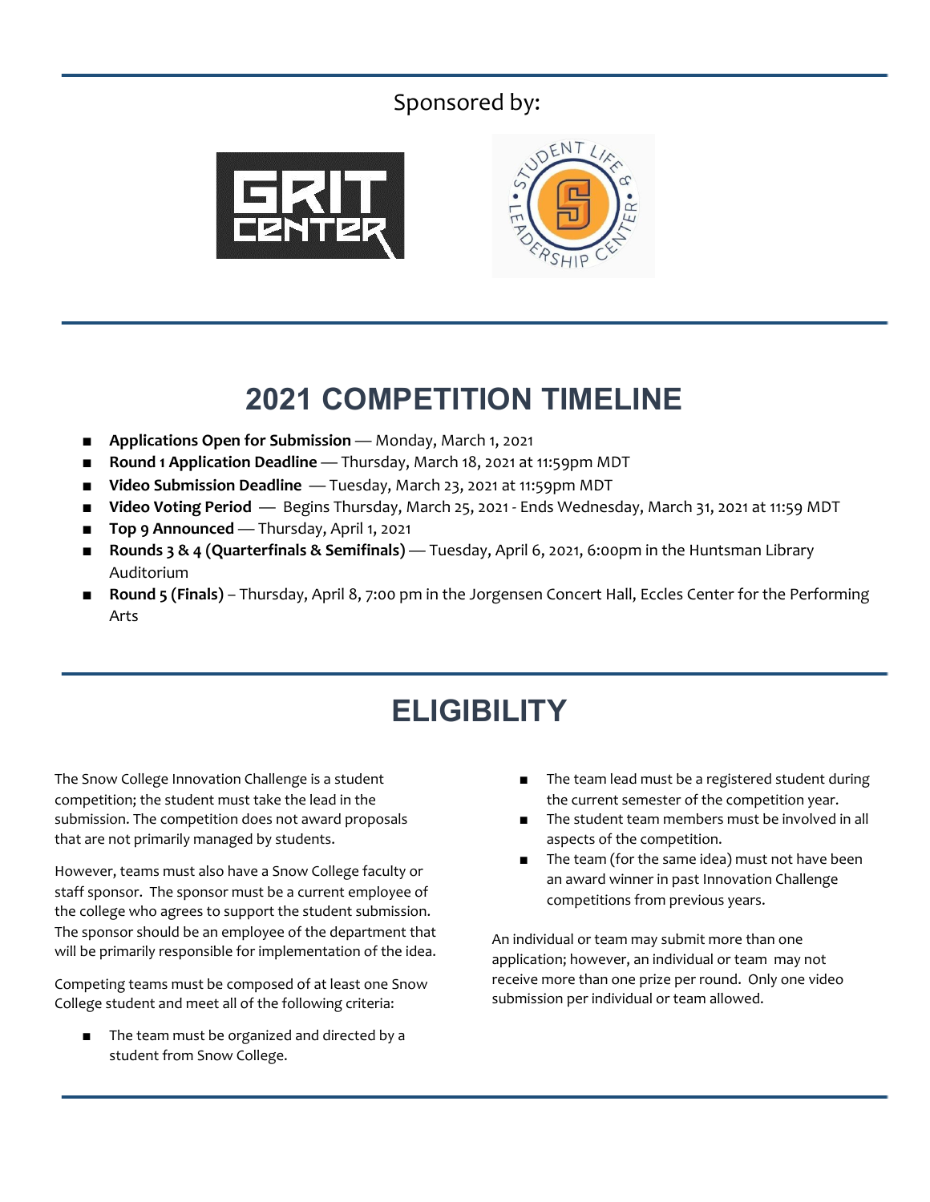Sponsored by:

## 2021 COMPETITION TIMELINE

- **Applications Open for Submission** — Monday, March 1, 2021
- **Round 1 Application Deadline** — Thursday, March 18, 2021 at 11:59pm MDT
- **Video Submission Deadline** — Tuesday, March 23, 2021 at 11:59pm MDT
- **Video Voting Period** — Begins Thursday, March 25, 2021 - Ends Wednesday, March 31, 2021 at 11:59 MDT
- **Top 9 Announced** — Thursday, April 1, 2021
- **Rounds 3 & 4 (Quarterfinals & Semifinals)** — Tuesday, April 6, 2021, 6:00pm in the Huntsman Library Auditorium
- **Round 5 (Finals)** – Thursday, April 8, 7:00 pm in the Jorgensen Concert Hall, Eccles Center for the Performing Arts

## ELIGIBILITY

The Snow College Innovation Challenge is a student competition; the student must take the lead in the submission. The competition does not award proposals that are not primarily managed by students.

However, teams must also have a Snow College faculty or staff sponsor. The sponsor must be a current employee of the college who agrees to support the student submission. The sponsor should be an employee of the department that will be primarily responsible for implementation of the idea.

Competing teams must be composed of at least one Snow College student and meet all of the following criteria:

- The team must be organized and directed by a student from Snow College.
- The team lead must be a registered student during the current semester of the competition year.
- The student team members must be involved in all aspects of the competition.
- The team (for the same idea) must not have been an award winner in past Innovation Challenge competitions from previous years.

An individual or team may submit more than one application; however, an individual or team may not receive more than one prize per round. Only one video submission per individual or team allowed.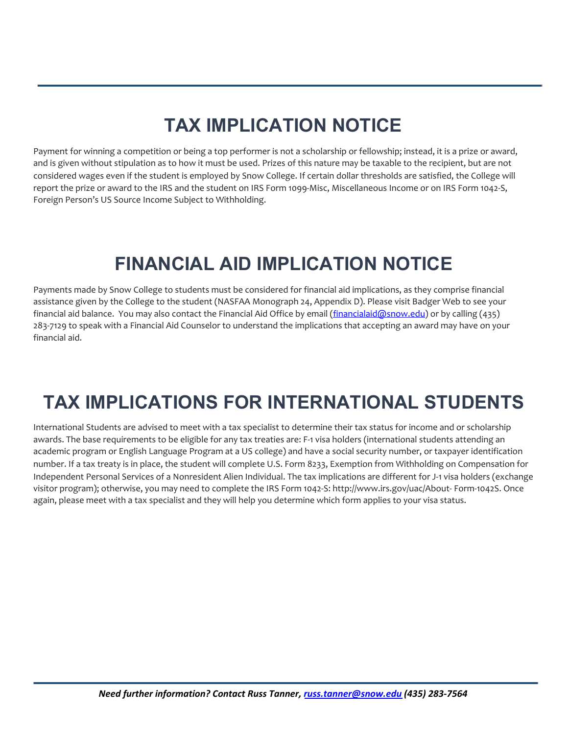# TAX IMPLICATION NOTICE

Payment for winning a competition or being a top performer is not a scholarship or fellowship; instead, it is a prize or award, and is given without stipulation as to how it must be used. Prizes of this nature may be taxable to the recipient, but are not considered wages even if the student is employed by Snow College. If certain dollar thresholds are satisfied, the College will report the prize or award to the IRS and the student on IRS Form 1099-Misc, Miscellaneous Income or on IRS Form 1042-S, Foreign Person's US Source Income Subject to Withholding.

# FINANCIAL AID IMPLICATION NOTICE

Payments made by Snow College to students must be considered for financial aid implications, as they comprise financial assistance given by the College to the student (NASFAA Monograph 24, Appendix D). Please visit Badger Web to see your financial aid balance. You may also contact the Financial Aid Office by email (financialaid@snow.edu) or by calling (435) 283-7129 to speak with a Financial Aid Counselor to understand the implications that accepting an award may have on your financial aid.

# TAX IMPLICATIONS FOR INTERNATIONAL STUDENTS

International Students are advised to meet with a tax specialist to determine their tax status for income and or scholarship awards. The base requirements to be eligible for any tax treaties are: F-1 visa holders (international students attending an academic program or English Language Program at a US college) and have a social security number, or taxpayer identification number. If a tax treaty is in place, the student will complete U.S. Form 8233, Exemption from Withholding on Compensation for Independent Personal Services of a Nonresident Alien Individual. The tax implications are different for J-1 visa holders (exchange visitor program); otherwise, you may need to complete the IRS Form 1042-S: http://www.irs.gov/uac/About- Form-1042S. Once again, please meet with a tax specialist and they will help you determine which form applies to your visa status.

***Need further information? Contact Russ Tanner, russ.tanner@snow.edu (435) 283-7564***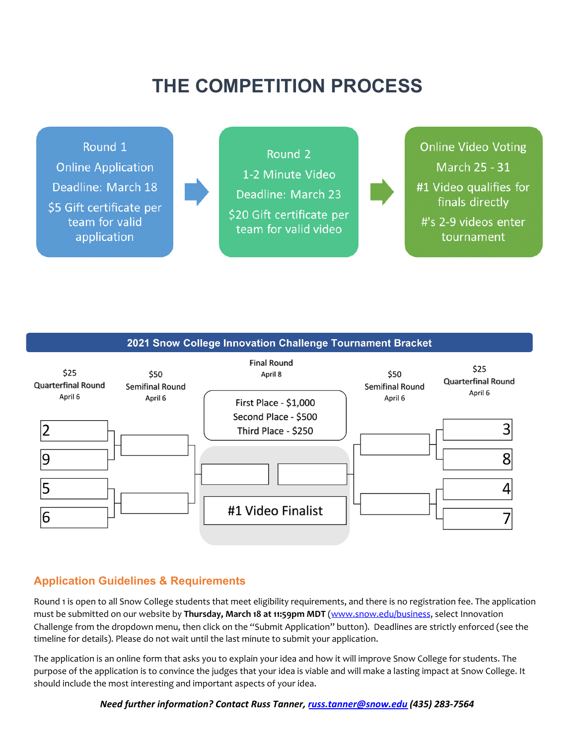# THE COMPETITION PROCESS

**Round 1**
Online Application
Deadline: March 18
$5 Gift certificate per team for valid application

→

**Round 2**
1-2 Minute Video
Deadline: March 23
$20 Gift certificate per team for valid video

→

**Online Video Voting**
March 25 - 31
#1 Video qualifies for finals directly
#'s 2-9 videos enter tournament

## 2021 Snow College Innovation Challenge Tournament Bracket

| $25 Quarterfinal Round April 6 | $50 Semifinal Round April 6 | Final Round April 8 | $50 Semifinal Round April 6 | $25 Quarterfinal Round April 6 |
|---|---|---|---|---|
| 2 | | First Place - $1,000 | | 3 |
| 9 | | Second Place - $500 | | 8 |
| 5 | | Third Place - $250 | | 4 |
| 6 | | #1 Video Finalist | | 7 |

## Application Guidelines & Requirements

Round 1 is open to all Snow College students that meet eligibility requirements, and there is no registration fee. The application must be submitted on our website by **Thursday, March 18 at 11:59pm MDT** (www.snow.edu/business, select Innovation Challenge from the dropdown menu, then click on the "Submit Application" button). Deadlines are strictly enforced (see the timeline for details). Please do not wait until the last minute to submit your application.

The application is an online form that asks you to explain your idea and how it will improve Snow College for students. The purpose of the application is to convince the judges that your idea is viable and will make a lasting impact at Snow College. It should include the most interesting and important aspects of your idea.

***Need further information? Contact Russ Tanner, russ.tanner@snow.edu (435) 283-7564***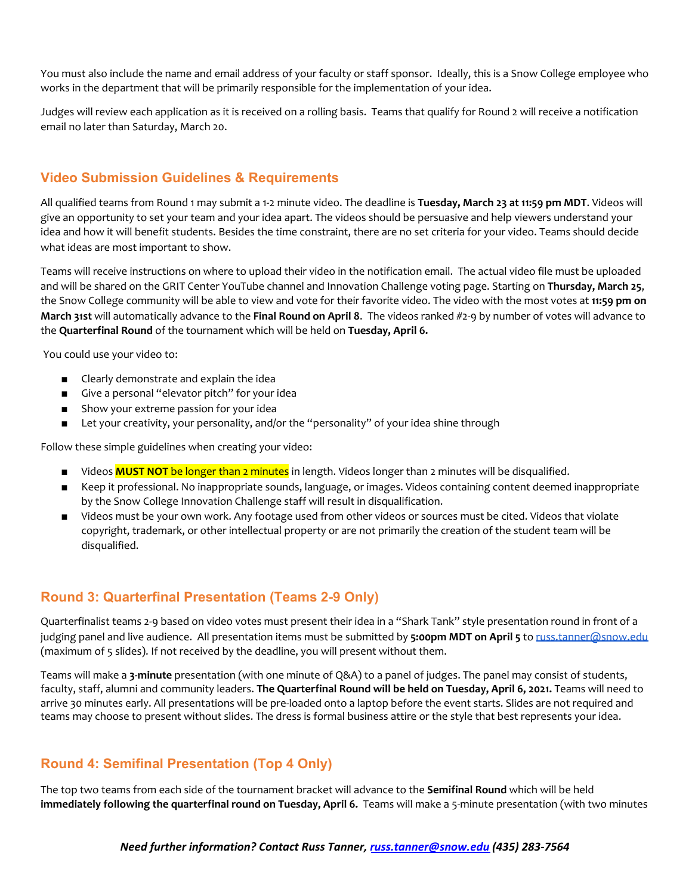You must also include the name and email address of your faculty or staff sponsor. Ideally, this is a Snow College employee who works in the department that will be primarily responsible for the implementation of your idea.

Judges will review each application as it is received on a rolling basis. Teams that qualify for Round 2 will receive a notification email no later than Saturday, March 20.

## Video Submission Guidelines & Requirements

All qualified teams from Round 1 may submit a 1-2 minute video. The deadline is **Tuesday, March 23 at 11:59 pm MDT**. Videos will give an opportunity to set your team and your idea apart. The videos should be persuasive and help viewers understand your idea and how it will benefit students. Besides the time constraint, there are no set criteria for your video. Teams should decide what ideas are most important to show.

Teams will receive instructions on where to upload their video in the notification email. The actual video file must be uploaded and will be shared on the GRIT Center YouTube channel and Innovation Challenge voting page. Starting on **Thursday, March 25**, the Snow College community will be able to view and vote for their favorite video. The video with the most votes at **11:59 pm on March 31st** will automatically advance to the **Final Round on April 8**. The videos ranked #2-9 by number of votes will advance to the **Quarterfinal Round** of the tournament which will be held on **Tuesday, April 6.**

You could use your video to:

- Clearly demonstrate and explain the idea
- Give a personal "elevator pitch" for your idea
- Show your extreme passion for your idea
- Let your creativity, your personality, and/or the "personality" of your idea shine through

Follow these simple guidelines when creating your video:

- Videos **MUST NOT** be longer than 2 minutes in length. Videos longer than 2 minutes will be disqualified.
- Keep it professional. No inappropriate sounds, language, or images. Videos containing content deemed inappropriate by the Snow College Innovation Challenge staff will result in disqualification.
- Videos must be your own work. Any footage used from other videos or sources must be cited. Videos that violate copyright, trademark, or other intellectual property or are not primarily the creation of the student team will be disqualified.

## Round 3: Quarterfinal Presentation (Teams 2-9 Only)

Quarterfinalist teams 2-9 based on video votes must present their idea in a "Shark Tank" style presentation round in front of a judging panel and live audience. All presentation items must be submitted by **5:00pm MDT on April 5** to russ.tanner@snow.edu (maximum of 5 slides). If not received by the deadline, you will present without them.

Teams will make a **3-minute** presentation (with one minute of Q&A) to a panel of judges. The panel may consist of students, faculty, staff, alumni and community leaders. **The Quarterfinal Round will be held on Tuesday, April 6, 2021.** Teams will need to arrive 30 minutes early. All presentations will be pre-loaded onto a laptop before the event starts. Slides are not required and teams may choose to present without slides. The dress is formal business attire or the style that best represents your idea.

## Round 4: Semifinal Presentation (Top 4 Only)

The top two teams from each side of the tournament bracket will advance to the **Semifinal Round** which will be held **immediately following the quarterfinal round on Tuesday, April 6.** Teams will make a 5-minute presentation (with two minutes

***Need further information? Contact Russ Tanner, russ.tanner@snow.edu (435) 283-7564***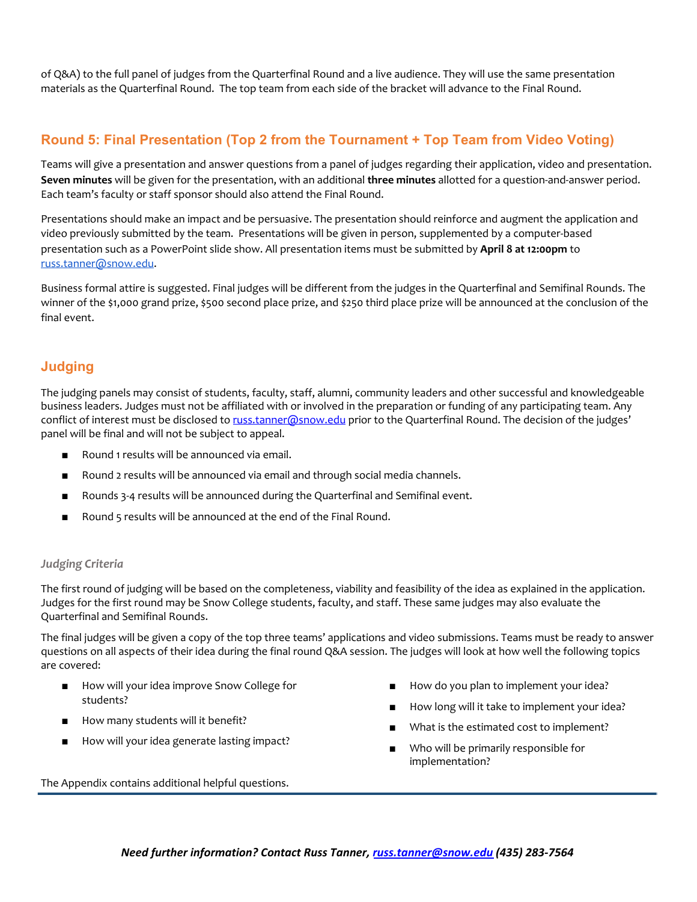of Q&A) to the full panel of judges from the Quarterfinal Round and a live audience. They will use the same presentation materials as the Quarterfinal Round. The top team from each side of the bracket will advance to the Final Round.

## Round 5: Final Presentation (Top 2 from the Tournament + Top Team from Video Voting)

Teams will give a presentation and answer questions from a panel of judges regarding their application, video and presentation. **Seven minutes** will be given for the presentation, with an additional **three minutes** allotted for a question-and-answer period. Each team's faculty or staff sponsor should also attend the Final Round.

Presentations should make an impact and be persuasive. The presentation should reinforce and augment the application and video previously submitted by the team. Presentations will be given in person, supplemented by a computer-based presentation such as a PowerPoint slide show. All presentation items must be submitted by **April 8 at 12:00pm** to russ.tanner@snow.edu.

Business formal attire is suggested. Final judges will be different from the judges in the Quarterfinal and Semifinal Rounds. The winner of the $1,000 grand prize, $500 second place prize, and $250 third place prize will be announced at the conclusion of the final event.

## Judging

The judging panels may consist of students, faculty, staff, alumni, community leaders and other successful and knowledgeable business leaders. Judges must not be affiliated with or involved in the preparation or funding of any participating team. Any conflict of interest must be disclosed to russ.tanner@snow.edu prior to the Quarterfinal Round. The decision of the judges' panel will be final and will not be subject to appeal.

- Round 1 results will be announced via email.
- Round 2 results will be announced via email and through social media channels.
- Rounds 3-4 results will be announced during the Quarterfinal and Semifinal event.
- Round 5 results will be announced at the end of the Final Round.

### *Judging Criteria*

The first round of judging will be based on the completeness, viability and feasibility of the idea as explained in the application. Judges for the first round may be Snow College students, faculty, and staff. These same judges may also evaluate the Quarterfinal and Semifinal Rounds.

The final judges will be given a copy of the top three teams' applications and video submissions. Teams must be ready to answer questions on all aspects of their idea during the final round Q&A session. The judges will look at how well the following topics are covered:

- How will your idea improve Snow College for students?
- How many students will it benefit?
- How will your idea generate lasting impact?
- How do you plan to implement your idea?
- How long will it take to implement your idea?
- What is the estimated cost to implement?
- Who will be primarily responsible for implementation?

The Appendix contains additional helpful questions.

***Need further information? Contact Russ Tanner, russ.tanner@snow.edu (435) 283-7564***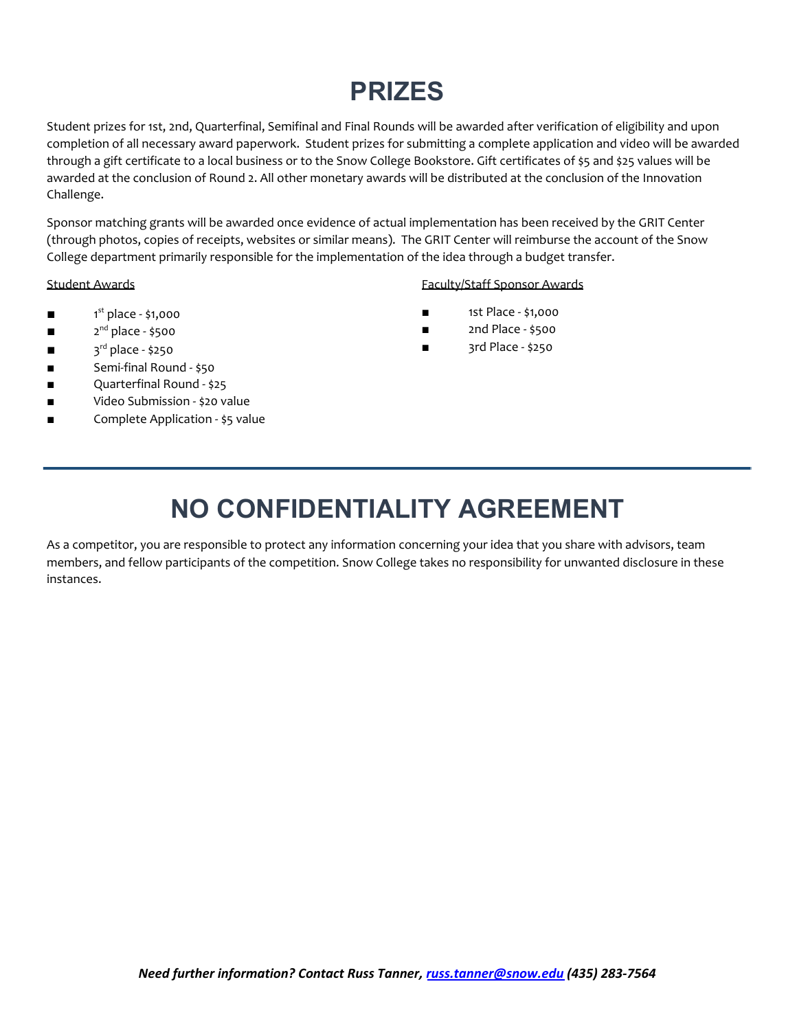# PRIZES

Student prizes for 1st, 2nd, Quarterfinal, Semifinal and Final Rounds will be awarded after verification of eligibility and upon completion of all necessary award paperwork. Student prizes for submitting a complete application and video will be awarded through a gift certificate to a local business or to the Snow College Bookstore. Gift certificates of $5 and $25 values will be awarded at the conclusion of Round 2. All other monetary awards will be distributed at the conclusion of the Innovation Challenge.

Sponsor matching grants will be awarded once evidence of actual implementation has been received by the GRIT Center (through photos, copies of receipts, websites or similar means). The GRIT Center will reimburse the account of the Snow College department primarily responsible for the implementation of the idea through a budget transfer.

Student Awards

- 1st place - $1,000
- 2nd place - $500
- 3rd place - $250
- Semi-final Round - $50
- Quarterfinal Round - $25
- Video Submission - $20 value
- Complete Application - $5 value

Faculty/Staff Sponsor Awards

- 1st Place - $1,000
- 2nd Place - $500
- 3rd Place - $250

# NO CONFIDENTIALITY AGREEMENT

As a competitor, you are responsible to protect any information concerning your idea that you share with advisors, team members, and fellow participants of the competition. Snow College takes no responsibility for unwanted disclosure in these instances.

***Need further information? Contact Russ Tanner, russ.tanner@snow.edu (435) 283-7564***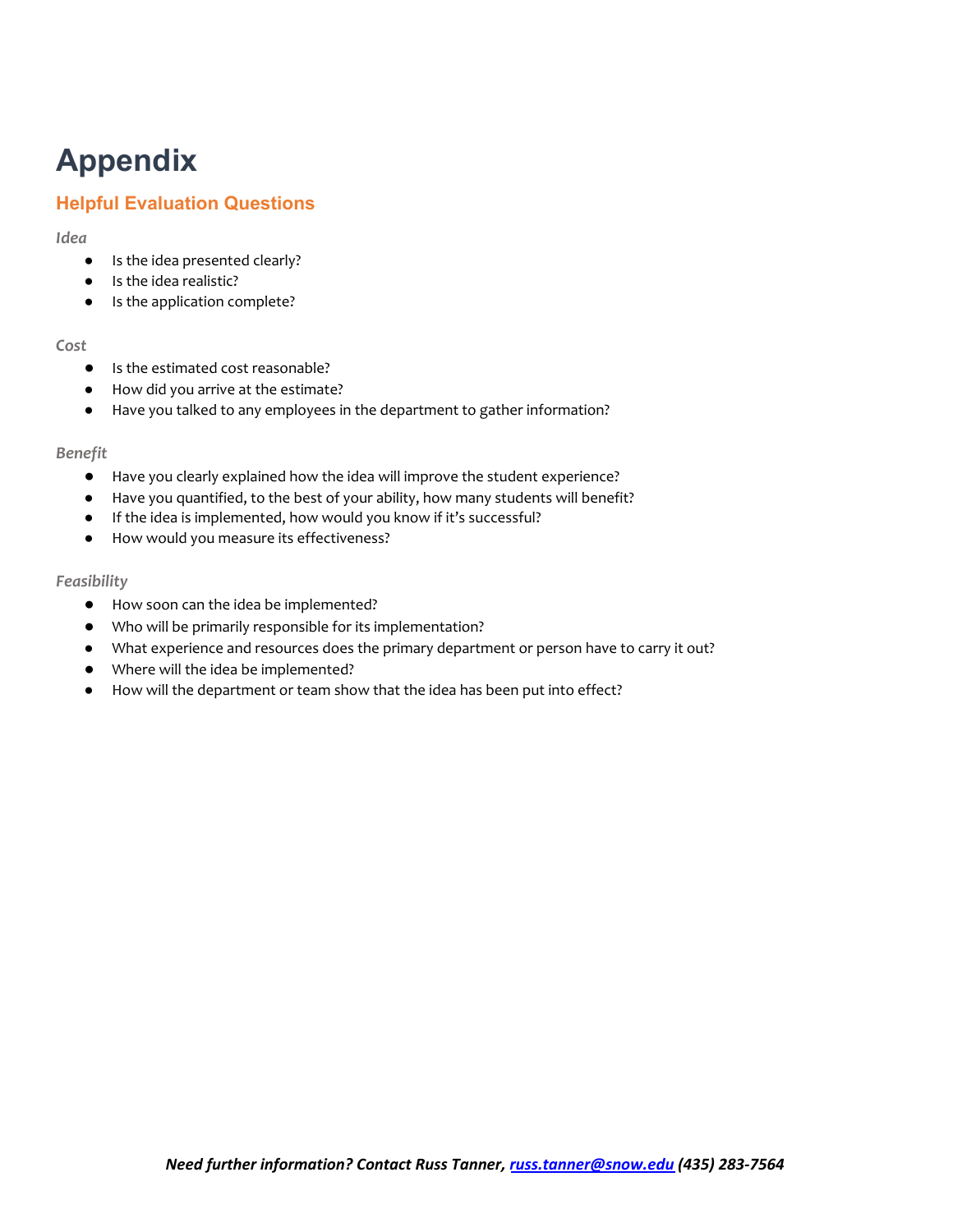# Appendix

## Helpful Evaluation Questions

*Idea*

- Is the idea presented clearly?
- Is the idea realistic?
- Is the application complete?

*Cost*

- Is the estimated cost reasonable?
- How did you arrive at the estimate?
- Have you talked to any employees in the department to gather information?

*Benefit*

- Have you clearly explained how the idea will improve the student experience?
- Have you quantified, to the best of your ability, how many students will benefit?
- If the idea is implemented, how would you know if it's successful?
- How would you measure its effectiveness?

*Feasibility*

- How soon can the idea be implemented?
- Who will be primarily responsible for its implementation?
- What experience and resources does the primary department or person have to carry it out?
- Where will the idea be implemented?
- How will the department or team show that the idea has been put into effect?

***Need further information? Contact Russ Tanner, [russ.tanner@snow.edu](mailto:russ.tanner@snow.edu) (435) 283-7564***